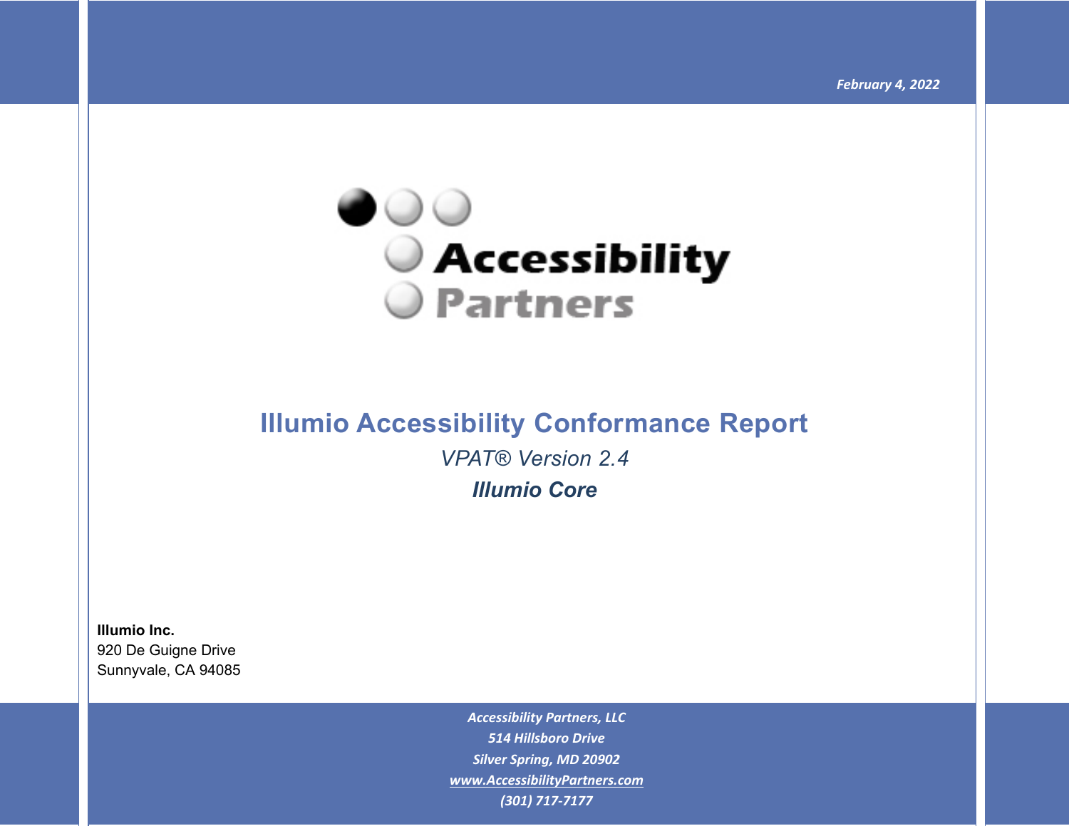February 4, 2022

Accessibility Partners

# Illumio Accessibility Conformance Report

*VPAT® Version 2.4*

***Illumio Core***

**Illumio Inc.**
920 De Guigne Drive
Sunnyvale, CA 94085

*Accessibility Partners, LLC*
*514 Hillsboro Drive*
*Silver Spring, MD 20902*
*www.AccessibilityPartners.com*
*(301) 717-7177*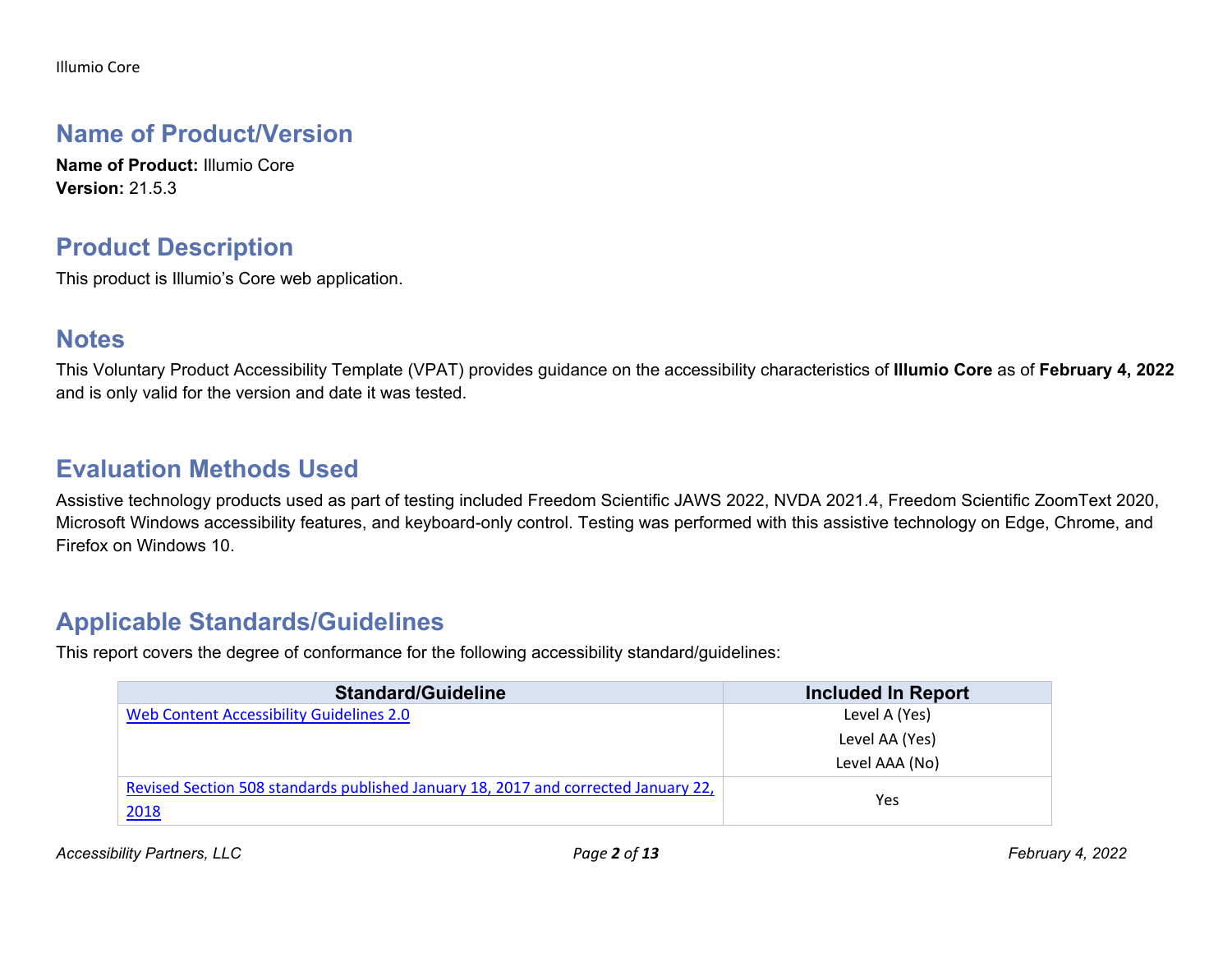## Name of Product/Version

**Name of Product:** Illumio Core
**Version:** 21.5.3

## Product Description

This product is Illumio's Core web application.

## Notes

This Voluntary Product Accessibility Template (VPAT) provides guidance on the accessibility characteristics of **Illumio Core** as of **February 4, 2022** and is only valid for the version and date it was tested.

## Evaluation Methods Used

Assistive technology products used as part of testing included Freedom Scientific JAWS 2022, NVDA 2021.4, Freedom Scientific ZoomText 2020, Microsoft Windows accessibility features, and keyboard-only control. Testing was performed with this assistive technology on Edge, Chrome, and Firefox on Windows 10.

## Applicable Standards/Guidelines

This report covers the degree of conformance for the following accessibility standard/guidelines:

| Standard/Guideline | Included In Report |
|---|---|
| Web Content Accessibility Guidelines 2.0 | Level A (Yes)<br>Level AA (Yes)<br>Level AAA (No) |
| Revised Section 508 standards published January 18, 2017 and corrected January 22, 2018 | Yes |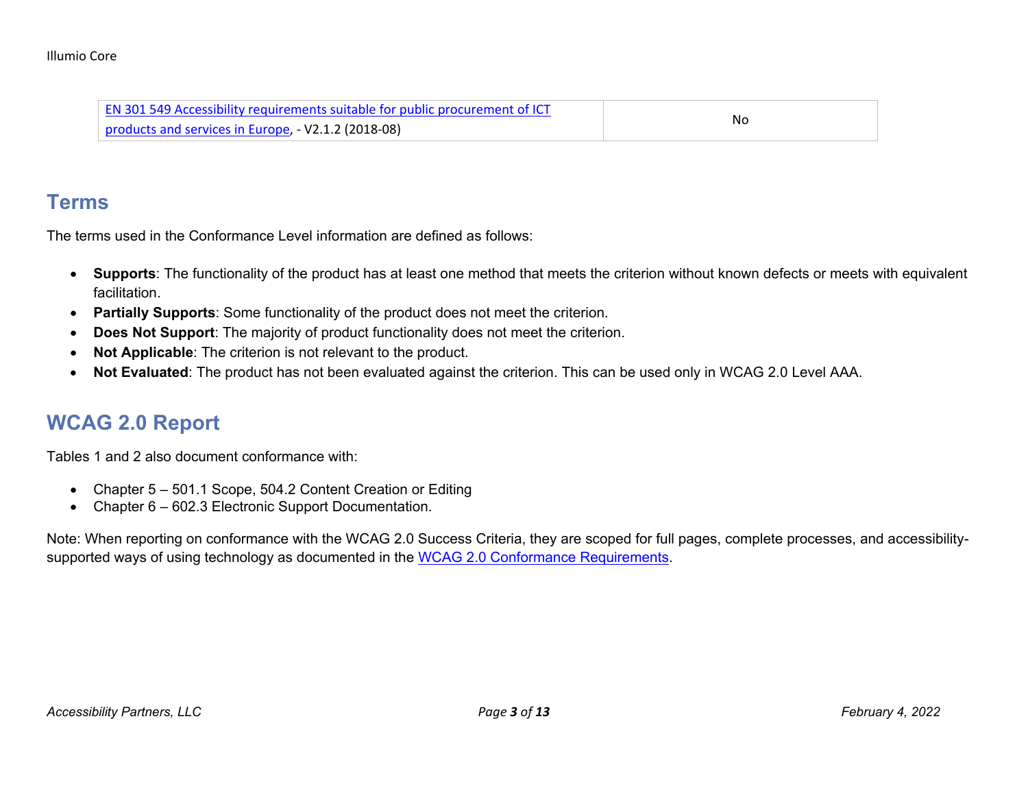| EN 301 549 Accessibility requirements suitable for public procurement of ICT products and services in Europe, - V2.1.2 (2018-08) | No |
| --- | --- |

## Terms

The terms used in the Conformance Level information are defined as follows:

- **Supports**: The functionality of the product has at least one method that meets the criterion without known defects or meets with equivalent facilitation.
- **Partially Supports**: Some functionality of the product does not meet the criterion.
- **Does Not Support**: The majority of product functionality does not meet the criterion.
- **Not Applicable**: The criterion is not relevant to the product.
- **Not Evaluated**: The product has not been evaluated against the criterion. This can be used only in WCAG 2.0 Level AAA.

## WCAG 2.0 Report

Tables 1 and 2 also document conformance with:

- Chapter 5 – 501.1 Scope, 504.2 Content Creation or Editing
- Chapter 6 – 602.3 Electronic Support Documentation.

Note: When reporting on conformance with the WCAG 2.0 Success Criteria, they are scoped for full pages, complete processes, and accessibility-supported ways of using technology as documented in the WCAG 2.0 Conformance Requirements.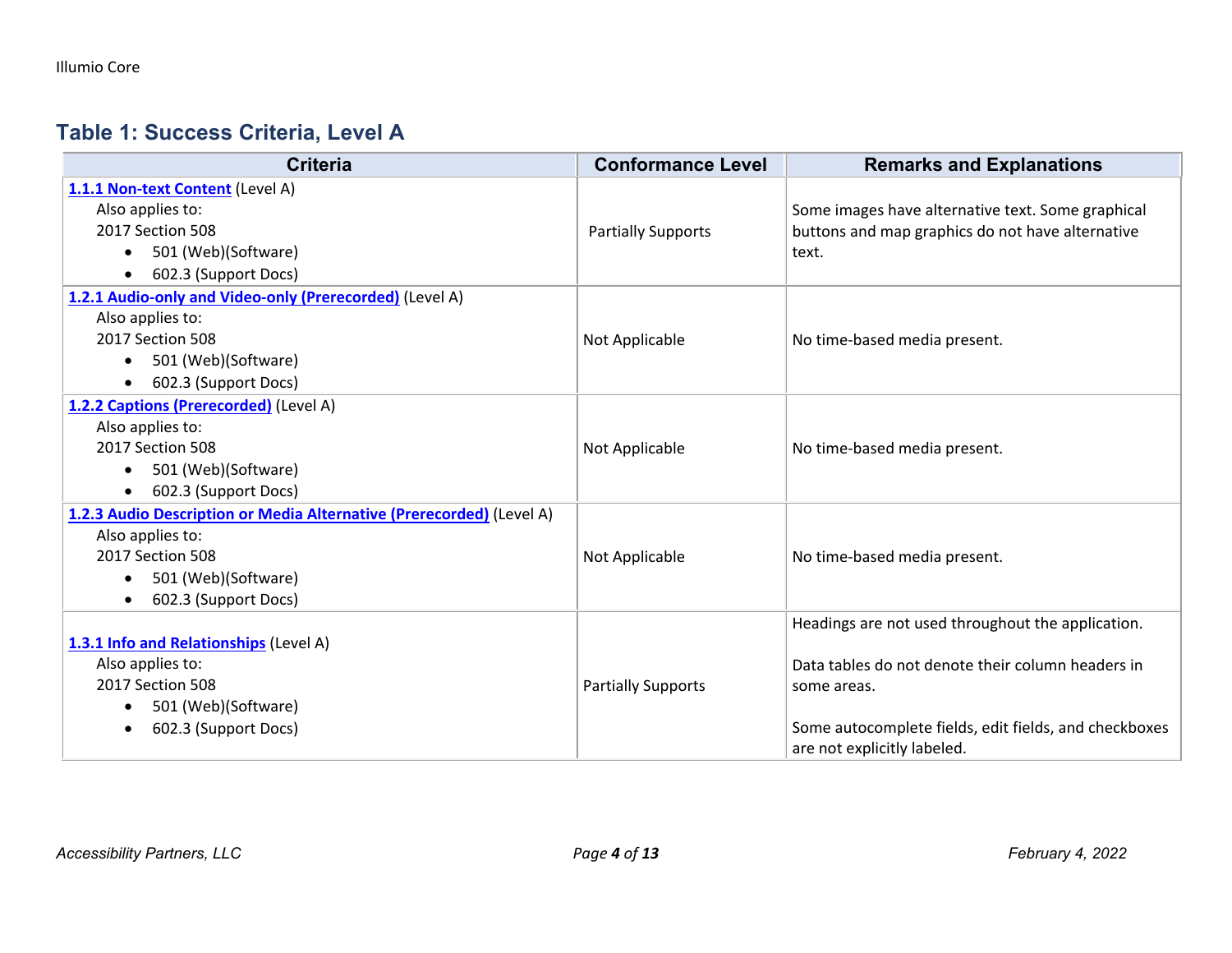## Table 1: Success Criteria, Level A

| Criteria | Conformance Level | Remarks and Explanations |
|---|---|---|
| **1.1.1 Non-text Content** (Level A)<br>Also applies to:<br>2017 Section 508<br>• 501 (Web)(Software)<br>• 602.3 (Support Docs) | Partially Supports | Some images have alternative text. Some graphical buttons and map graphics do not have alternative text. |
| **1.2.1 Audio-only and Video-only (Prerecorded)** (Level A)<br>Also applies to:<br>2017 Section 508<br>• 501 (Web)(Software)<br>• 602.3 (Support Docs) | Not Applicable | No time-based media present. |
| **1.2.2 Captions (Prerecorded)** (Level A)<br>Also applies to:<br>2017 Section 508<br>• 501 (Web)(Software)<br>• 602.3 (Support Docs) | Not Applicable | No time-based media present. |
| **1.2.3 Audio Description or Media Alternative (Prerecorded)** (Level A)<br>Also applies to:<br>2017 Section 508<br>• 501 (Web)(Software)<br>• 602.3 (Support Docs) | Not Applicable | No time-based media present. |
| **1.3.1 Info and Relationships** (Level A)<br>Also applies to:<br>2017 Section 508<br>• 501 (Web)(Software)<br>• 602.3 (Support Docs) | Partially Supports | Headings are not used throughout the application.<br><br>Data tables do not denote their column headers in some areas.<br><br>Some autocomplete fields, edit fields, and checkboxes are not explicitly labeled. |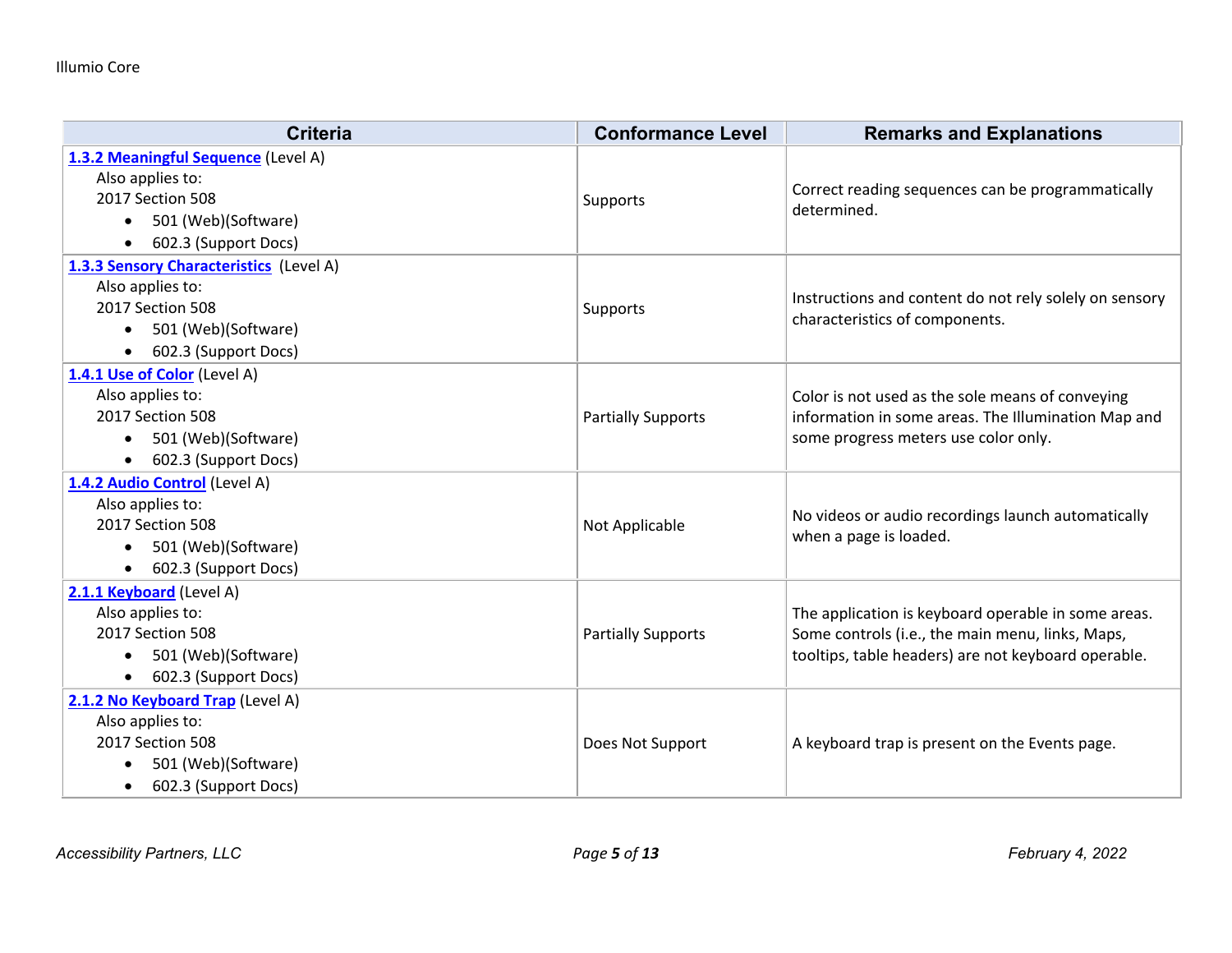| Criteria | Conformance Level | Remarks and Explanations |
| --- | --- | --- |
| **1.3.2 Meaningful Sequence** (Level A)<br>Also applies to:<br>2017 Section 508<br>• 501 (Web)(Software)<br>• 602.3 (Support Docs) | Supports | Correct reading sequences can be programmatically determined. |
| **1.3.3 Sensory Characteristics** (Level A)<br>Also applies to:<br>2017 Section 508<br>• 501 (Web)(Software)<br>• 602.3 (Support Docs) | Supports | Instructions and content do not rely solely on sensory characteristics of components. |
| **1.4.1 Use of Color** (Level A)<br>Also applies to:<br>2017 Section 508<br>• 501 (Web)(Software)<br>• 602.3 (Support Docs) | Partially Supports | Color is not used as the sole means of conveying information in some areas. The Illumination Map and some progress meters use color only. |
| **1.4.2 Audio Control** (Level A)<br>Also applies to:<br>2017 Section 508<br>• 501 (Web)(Software)<br>• 602.3 (Support Docs) | Not Applicable | No videos or audio recordings launch automatically when a page is loaded. |
| **2.1.1 Keyboard** (Level A)<br>Also applies to:<br>2017 Section 508<br>• 501 (Web)(Software)<br>• 602.3 (Support Docs) | Partially Supports | The application is keyboard operable in some areas. Some controls (i.e., the main menu, links, Maps, tooltips, table headers) are not keyboard operable. |
| **2.1.2 No Keyboard Trap** (Level A)<br>Also applies to:<br>2017 Section 508<br>• 501 (Web)(Software)<br>• 602.3 (Support Docs) | Does Not Support | A keyboard trap is present on the Events page. |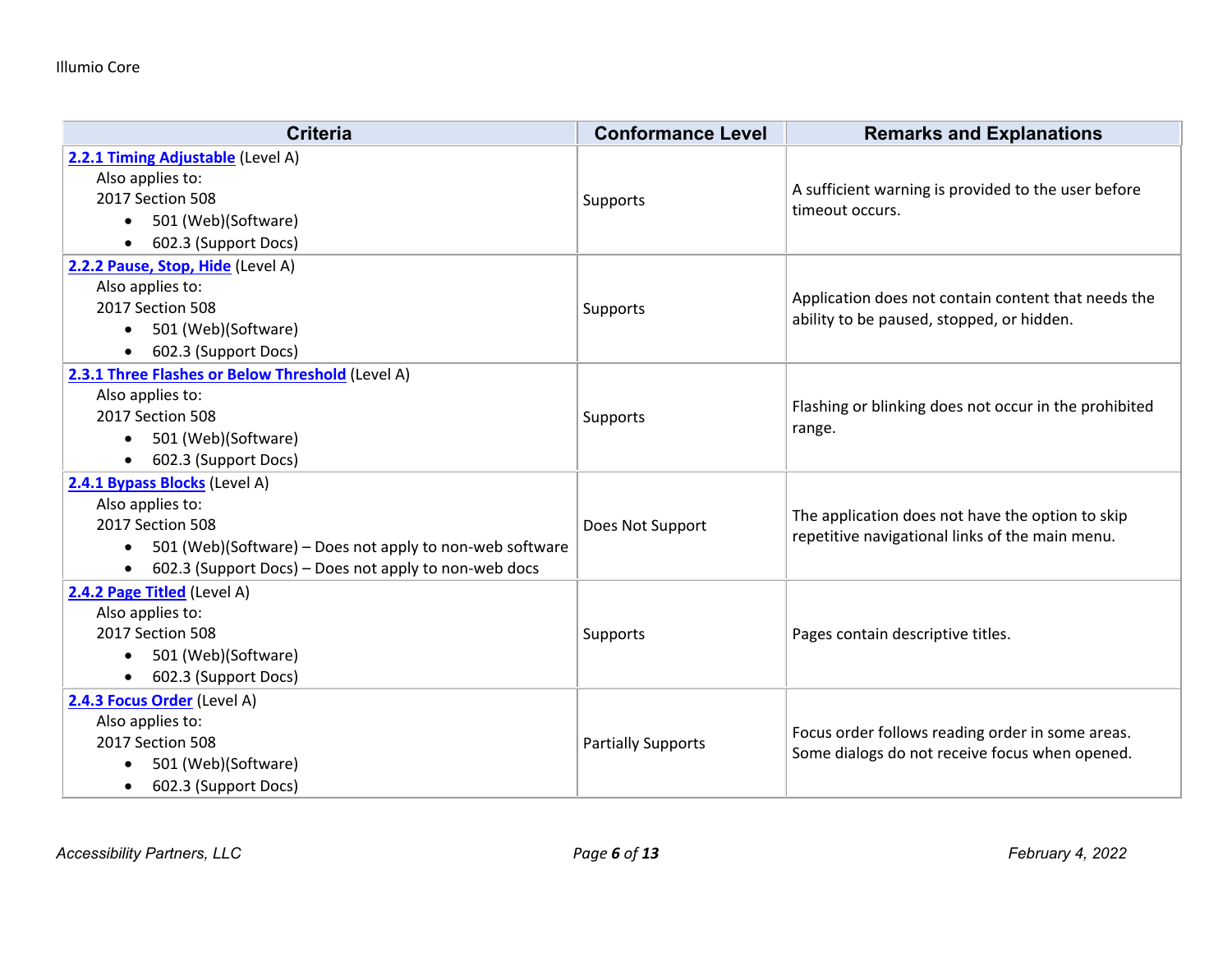| Criteria | Conformance Level | Remarks and Explanations |
|---|---|---|
| **2.2.1 Timing Adjustable** (Level A)<br>Also applies to:<br>2017 Section 508<br>• 501 (Web)(Software)<br>• 602.3 (Support Docs) | Supports | A sufficient warning is provided to the user before timeout occurs. |
| **2.2.2 Pause, Stop, Hide** (Level A)<br>Also applies to:<br>2017 Section 508<br>• 501 (Web)(Software)<br>• 602.3 (Support Docs) | Supports | Application does not contain content that needs the ability to be paused, stopped, or hidden. |
| **2.3.1 Three Flashes or Below Threshold** (Level A)<br>Also applies to:<br>2017 Section 508<br>• 501 (Web)(Software)<br>• 602.3 (Support Docs) | Supports | Flashing or blinking does not occur in the prohibited range. |
| **2.4.1 Bypass Blocks** (Level A)<br>Also applies to:<br>2017 Section 508<br>• 501 (Web)(Software) – Does not apply to non-web software<br>• 602.3 (Support Docs) – Does not apply to non-web docs | Does Not Support | The application does not have the option to skip repetitive navigational links of the main menu. |
| **2.4.2 Page Titled** (Level A)<br>Also applies to:<br>2017 Section 508<br>• 501 (Web)(Software)<br>• 602.3 (Support Docs) | Supports | Pages contain descriptive titles. |
| **2.4.3 Focus Order** (Level A)<br>Also applies to:<br>2017 Section 508<br>• 501 (Web)(Software)<br>• 602.3 (Support Docs) | Partially Supports | Focus order follows reading order in some areas. Some dialogs do not receive focus when opened. |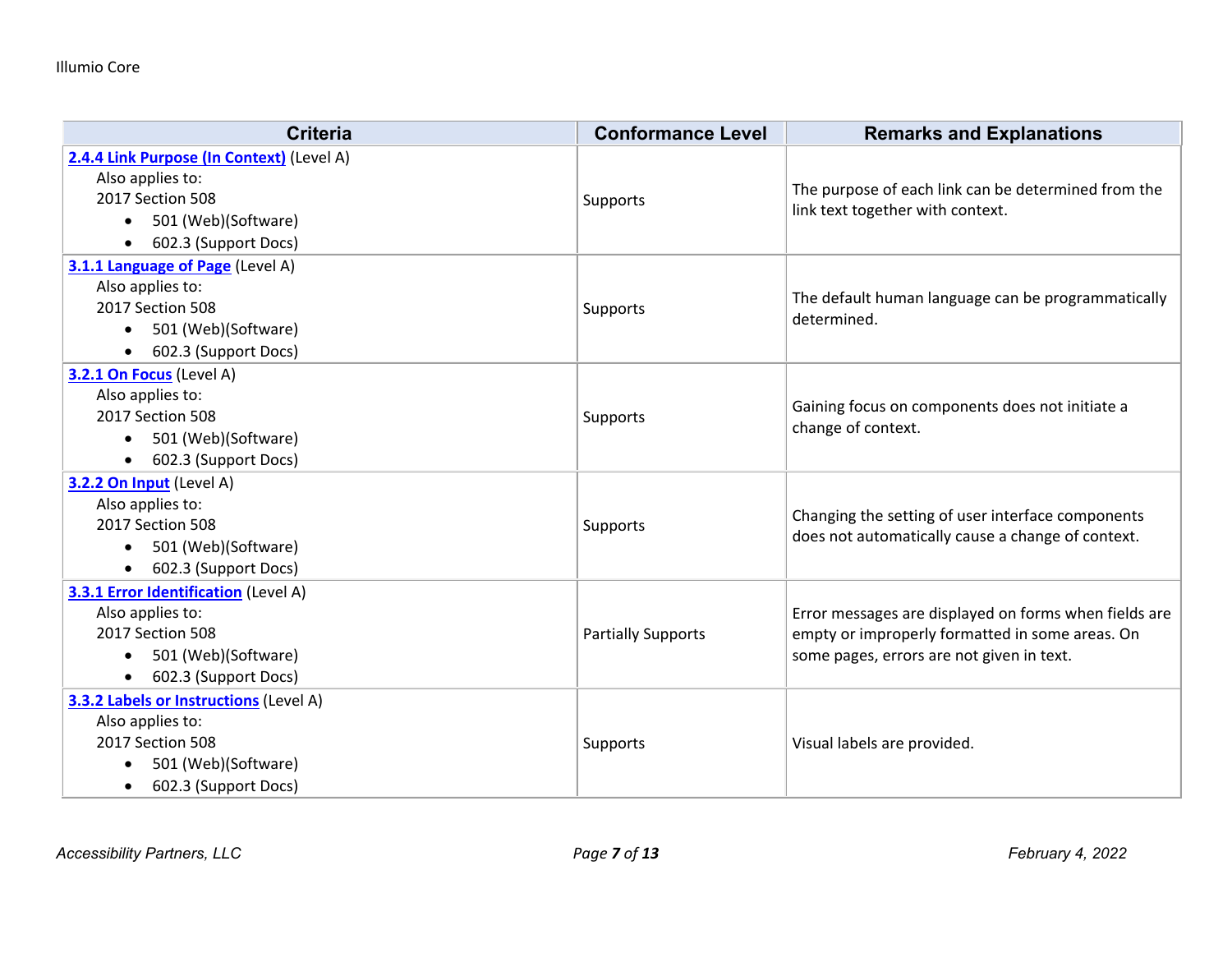| Criteria | Conformance Level | Remarks and Explanations |
| --- | --- | --- |
| **2.4.4 Link Purpose (In Context)** (Level A)<br>Also applies to:<br>2017 Section 508<br>• 501 (Web)(Software)<br>• 602.3 (Support Docs) | Supports | The purpose of each link can be determined from the link text together with context. |
| **3.1.1 Language of Page** (Level A)<br>Also applies to:<br>2017 Section 508<br>• 501 (Web)(Software)<br>• 602.3 (Support Docs) | Supports | The default human language can be programmatically determined. |
| **3.2.1 On Focus** (Level A)<br>Also applies to:<br>2017 Section 508<br>• 501 (Web)(Software)<br>• 602.3 (Support Docs) | Supports | Gaining focus on components does not initiate a change of context. |
| **3.2.2 On Input** (Level A)<br>Also applies to:<br>2017 Section 508<br>• 501 (Web)(Software)<br>• 602.3 (Support Docs) | Supports | Changing the setting of user interface components does not automatically cause a change of context. |
| **3.3.1 Error Identification** (Level A)<br>Also applies to:<br>2017 Section 508<br>• 501 (Web)(Software)<br>• 602.3 (Support Docs) | Partially Supports | Error messages are displayed on forms when fields are empty or improperly formatted in some areas. On some pages, errors are not given in text. |
| **3.3.2 Labels or Instructions** (Level A)<br>Also applies to:<br>2017 Section 508<br>• 501 (Web)(Software)<br>• 602.3 (Support Docs) | Supports | Visual labels are provided. |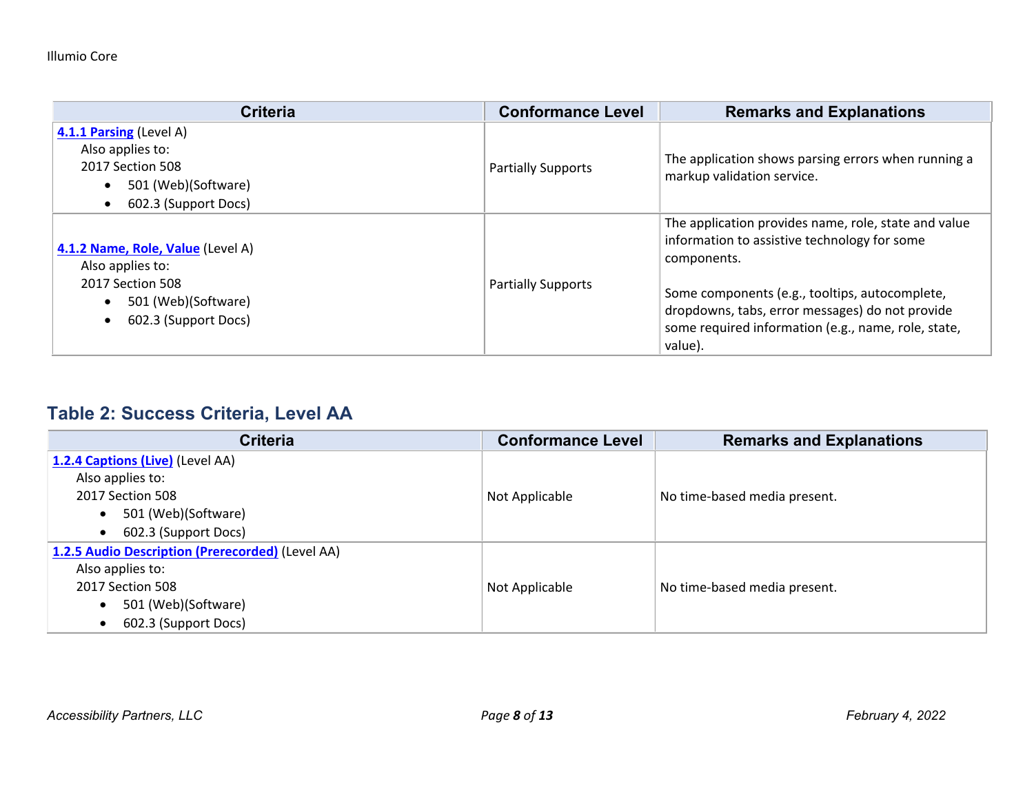| Criteria | Conformance Level | Remarks and Explanations |
|---|---|---|
| **4.1.1 Parsing** (Level A)<br>Also applies to:<br>2017 Section 508<br>• 501 (Web)(Software)<br>• 602.3 (Support Docs) | Partially Supports | The application shows parsing errors when running a markup validation service. |
| **4.1.2 Name, Role, Value** (Level A)<br>Also applies to:<br>2017 Section 508<br>• 501 (Web)(Software)<br>• 602.3 (Support Docs) | Partially Supports | The application provides name, role, state and value information to assistive technology for some components.<br><br>Some components (e.g., tooltips, autocomplete, dropdowns, tabs, error messages) do not provide some required information (e.g., name, role, state, value). |

## Table 2: Success Criteria, Level AA

| Criteria | Conformance Level | Remarks and Explanations |
|---|---|---|
| **1.2.4 Captions (Live)** (Level AA)<br>Also applies to:<br>2017 Section 508<br>• 501 (Web)(Software)<br>• 602.3 (Support Docs) | Not Applicable | No time-based media present. |
| **1.2.5 Audio Description (Prerecorded)** (Level AA)<br>Also applies to:<br>2017 Section 508<br>• 501 (Web)(Software)<br>• 602.3 (Support Docs) | Not Applicable | No time-based media present. |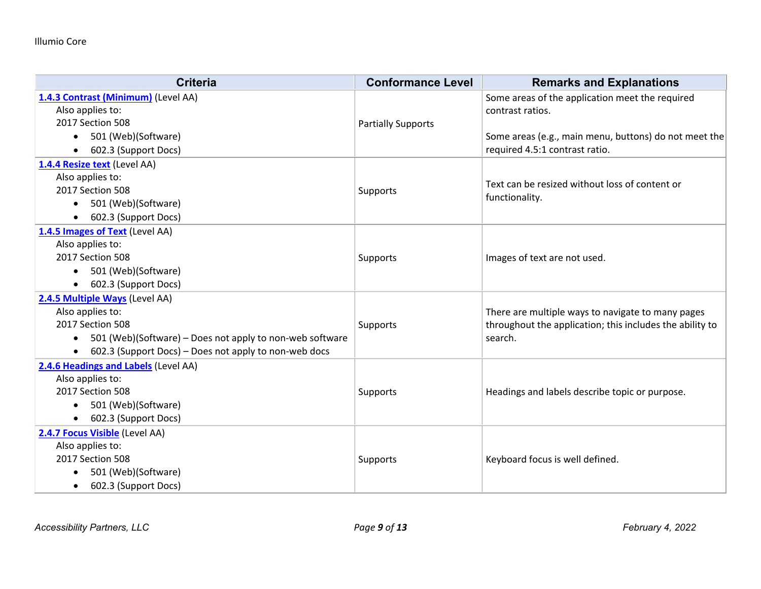| Criteria | Conformance Level | Remarks and Explanations |
| --- | --- | --- |
| **1.4.3 Contrast (Minimum)** (Level AA)<br>Also applies to:<br>2017 Section 508<br>• 501 (Web)(Software)<br>• 602.3 (Support Docs) | Partially Supports | Some areas of the application meet the required contrast ratios.<br><br>Some areas (e.g., main menu, buttons) do not meet the required 4.5:1 contrast ratio. |
| **1.4.4 Resize text** (Level AA)<br>Also applies to:<br>2017 Section 508<br>• 501 (Web)(Software)<br>• 602.3 (Support Docs) | Supports | Text can be resized without loss of content or functionality. |
| **1.4.5 Images of Text** (Level AA)<br>Also applies to:<br>2017 Section 508<br>• 501 (Web)(Software)<br>• 602.3 (Support Docs) | Supports | Images of text are not used. |
| **2.4.5 Multiple Ways** (Level AA)<br>Also applies to:<br>2017 Section 508<br>• 501 (Web)(Software) – Does not apply to non-web software<br>• 602.3 (Support Docs) – Does not apply to non-web docs | Supports | There are multiple ways to navigate to many pages throughout the application; this includes the ability to search. |
| **2.4.6 Headings and Labels** (Level AA)<br>Also applies to:<br>2017 Section 508<br>• 501 (Web)(Software)<br>• 602.3 (Support Docs) | Supports | Headings and labels describe topic or purpose. |
| **2.4.7 Focus Visible** (Level AA)<br>Also applies to:<br>2017 Section 508<br>• 501 (Web)(Software)<br>• 602.3 (Support Docs) | Supports | Keyboard focus is well defined. |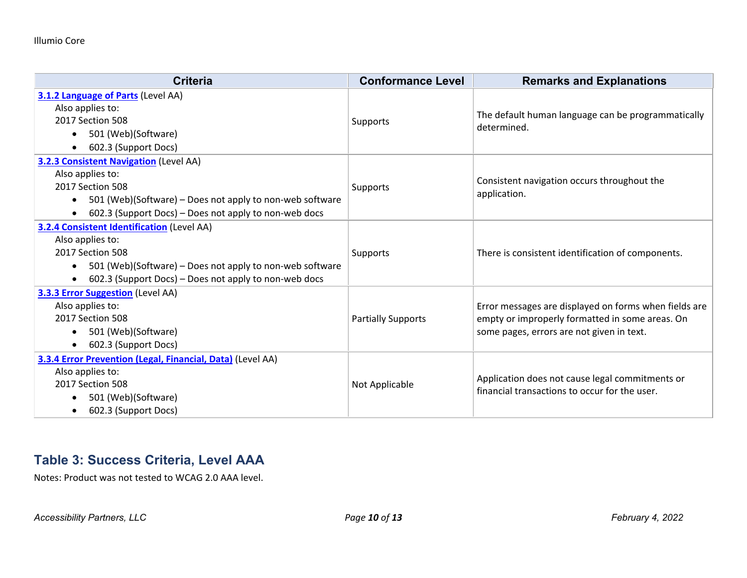| Criteria | Conformance Level | Remarks and Explanations |
|---|---|---|
| **3.1.2 Language of Parts** (Level AA)<br>Also applies to:<br>2017 Section 508<br>• 501 (Web)(Software)<br>• 602.3 (Support Docs) | Supports | The default human language can be programmatically determined. |
| **3.2.3 Consistent Navigation** (Level AA)<br>Also applies to:<br>2017 Section 508<br>• 501 (Web)(Software) – Does not apply to non-web software<br>• 602.3 (Support Docs) – Does not apply to non-web docs | Supports | Consistent navigation occurs throughout the application. |
| **3.2.4 Consistent Identification** (Level AA)<br>Also applies to:<br>2017 Section 508<br>• 501 (Web)(Software) – Does not apply to non-web software<br>• 602.3 (Support Docs) – Does not apply to non-web docs | Supports | There is consistent identification of components. |
| **3.3.3 Error Suggestion** (Level AA)<br>Also applies to:<br>2017 Section 508<br>• 501 (Web)(Software)<br>• 602.3 (Support Docs) | Partially Supports | Error messages are displayed on forms when fields are empty or improperly formatted in some areas. On some pages, errors are not given in text. |
| **3.3.4 Error Prevention (Legal, Financial, Data)** (Level AA)<br>Also applies to:<br>2017 Section 508<br>• 501 (Web)(Software)<br>• 602.3 (Support Docs) | Not Applicable | Application does not cause legal commitments or financial transactions to occur for the user. |

## Table 3: Success Criteria, Level AAA

Notes: Product was not tested to WCAG 2.0 AAA level.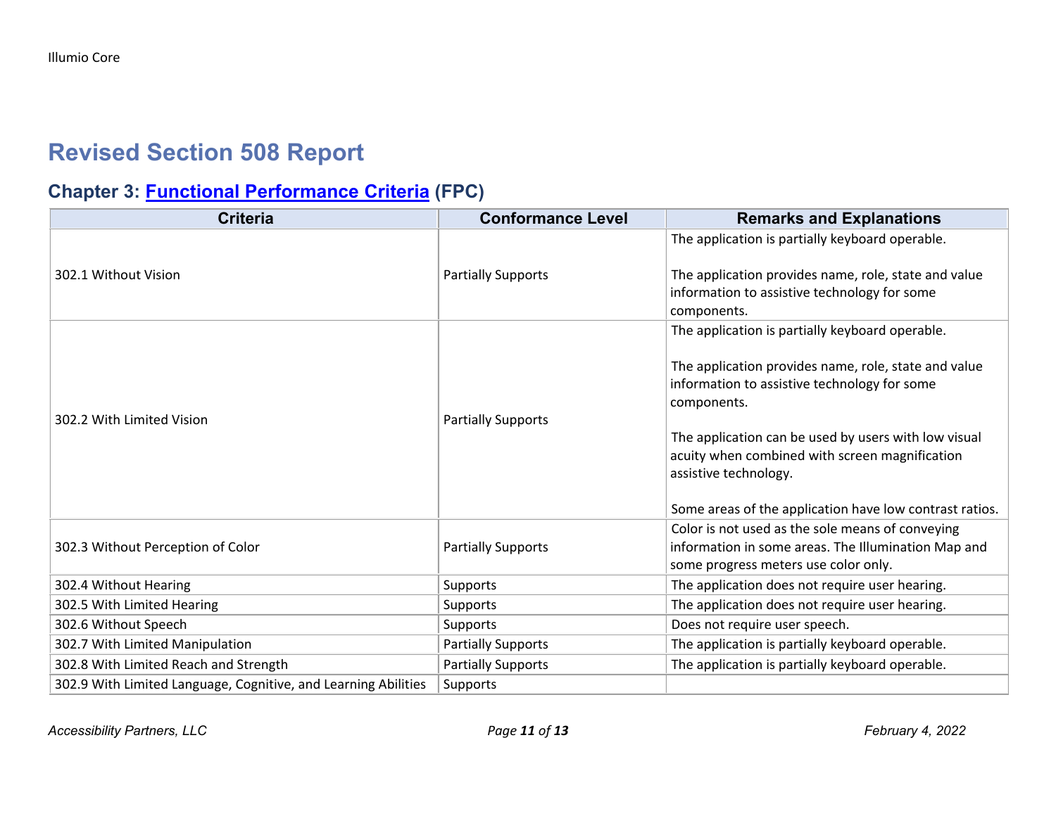# Revised Section 508 Report

## Chapter 3: Functional Performance Criteria (FPC)

| Criteria | Conformance Level | Remarks and Explanations |
|---|---|---|
| 302.1 Without Vision | Partially Supports | The application is partially keyboard operable.<br><br>The application provides name, role, state and value information to assistive technology for some components. |
| 302.2 With Limited Vision | Partially Supports | The application is partially keyboard operable.<br><br>The application provides name, role, state and value information to assistive technology for some components.<br><br>The application can be used by users with low visual acuity when combined with screen magnification assistive technology.<br><br>Some areas of the application have low contrast ratios. |
| 302.3 Without Perception of Color | Partially Supports | Color is not used as the sole means of conveying information in some areas. The Illumination Map and some progress meters use color only. |
| 302.4 Without Hearing | Supports | The application does not require user hearing. |
| 302.5 With Limited Hearing | Supports | The application does not require user hearing. |
| 302.6 Without Speech | Supports | Does not require user speech. |
| 302.7 With Limited Manipulation | Partially Supports | The application is partially keyboard operable. |
| 302.8 With Limited Reach and Strength | Partially Supports | The application is partially keyboard operable. |
| 302.9 With Limited Language, Cognitive, and Learning Abilities | Supports | |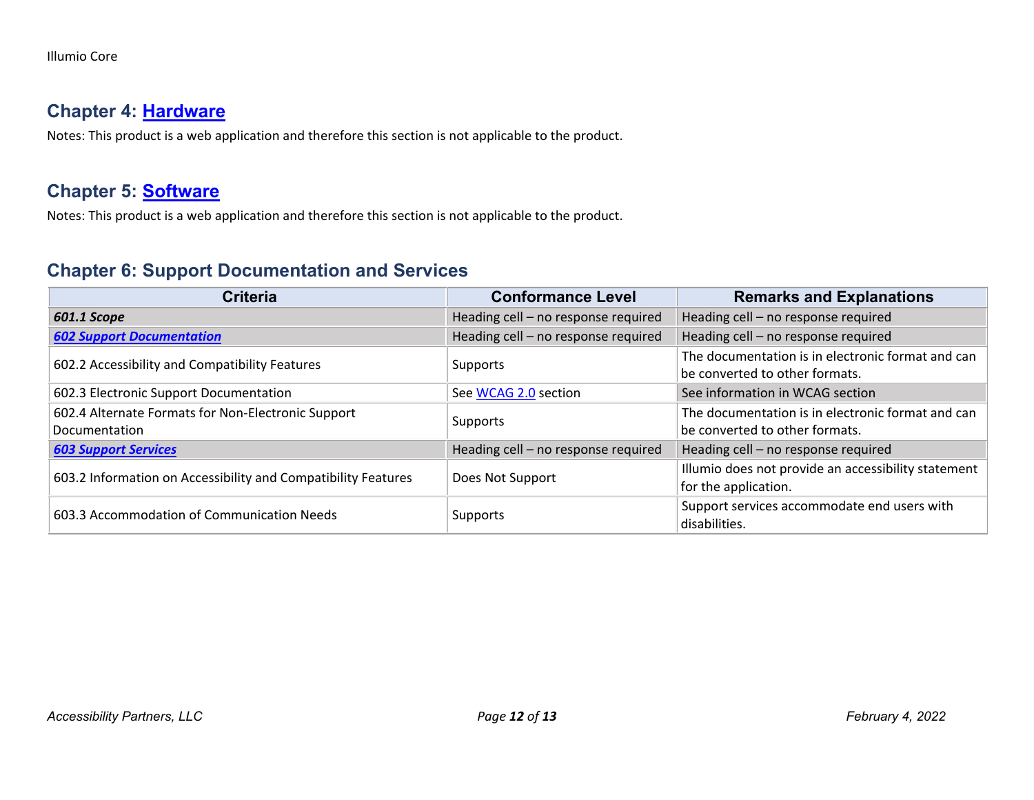## Chapter 4: [Hardware]

Notes: This product is a web application and therefore this section is not applicable to the product.

## Chapter 5: [Software]

Notes: This product is a web application and therefore this section is not applicable to the product.

## Chapter 6: Support Documentation and Services

| Criteria | Conformance Level | Remarks and Explanations |
|---|---|---|
| ***601.1 Scope*** | Heading cell – no response required | Heading cell – no response required |
| ***602 Support Documentation*** | Heading cell – no response required | Heading cell – no response required |
| 602.2 Accessibility and Compatibility Features | Supports | The documentation is in electronic format and can be converted to other formats. |
| 602.3 Electronic Support Documentation | See WCAG 2.0 section | See information in WCAG section |
| 602.4 Alternate Formats for Non-Electronic Support Documentation | Supports | The documentation is in electronic format and can be converted to other formats. |
| ***603 Support Services*** | Heading cell – no response required | Heading cell – no response required |
| 603.2 Information on Accessibility and Compatibility Features | Does Not Support | Illumio does not provide an accessibility statement for the application. |
| 603.3 Accommodation of Communication Needs | Supports | Support services accommodate end users with disabilities. |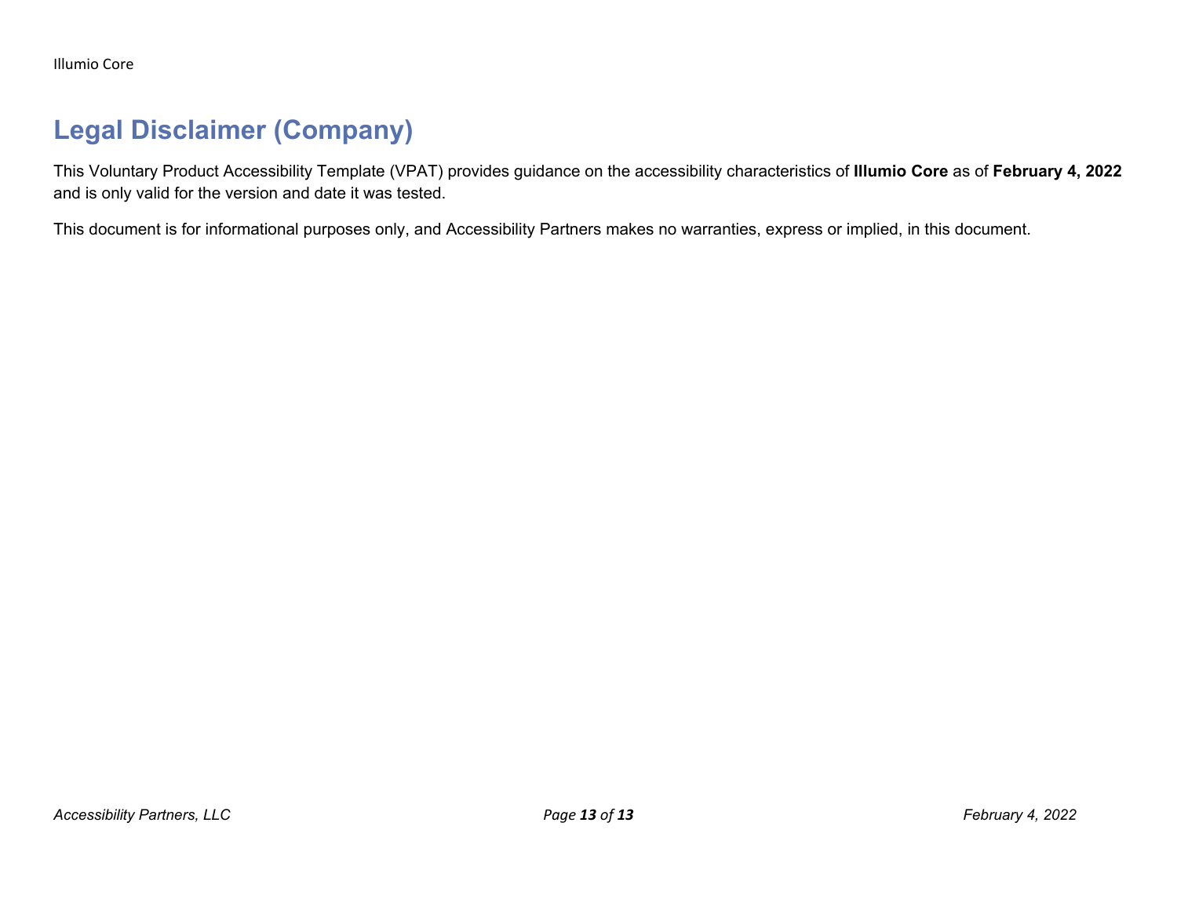## Legal Disclaimer (Company)

This Voluntary Product Accessibility Template (VPAT) provides guidance on the accessibility characteristics of **Illumio Core** as of **February 4, 2022** and is only valid for the version and date it was tested.

This document is for informational purposes only, and Accessibility Partners makes no warranties, express or implied, in this document.